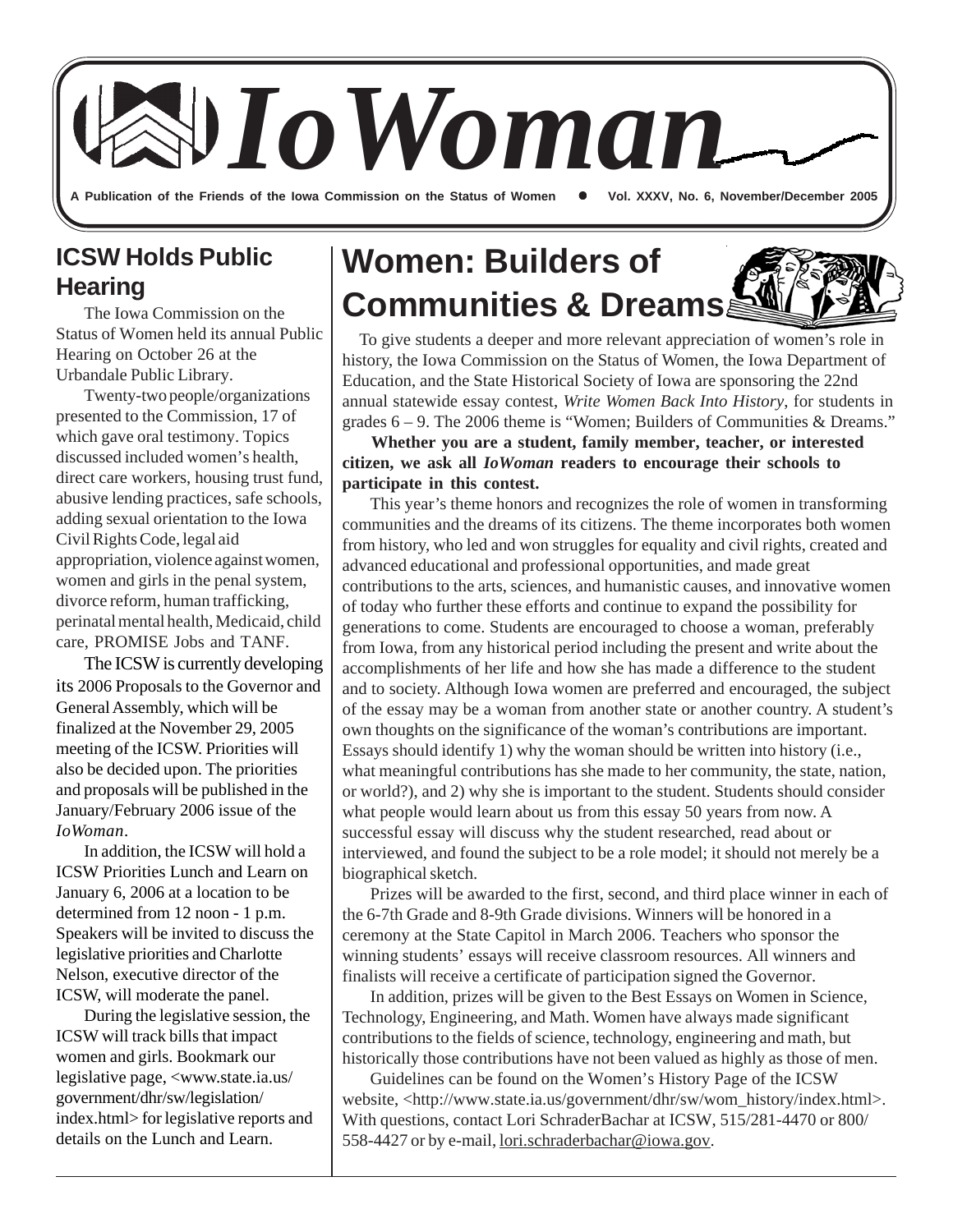# IoWoman

A Publication of the Friends of the Iowa Commission on the Status of Women • Vol. XXXV, No. 6, November/December 2005

## ICSW Holds Public Hearing

The Iowa Commission on the Status of Women held its annual Public Hearing on October 26 at the Urbandale Public Library.

Twenty-two people/organizations presented to the Commission, 17 of which gave oral testimony. Topics discussed included women's health, direct care workers, housing trust fund, abusive lending practices, safe schools, adding sexual orientation to the Iowa Civil Rights Code, legal aid appropriation, violence against women, women and girls in the penal system, divorce reform, human trafficking, perinatal mental health, Medicaid, child care, PROMISE Jobs and TANF.

The ICSW is currently developing its 2006 Proposals to the Governor and General Assembly, which will be finalized at the November 29, 2005 meeting of the ICSW. Priorities will also be decided upon. The priorities and proposals will be published in the January/February 2006 issue of the *IoWoman*.

In addition, the ICSW will hold a ICSW Priorities Lunch and Learn on January 6, 2006 at a location to be determined from 12 noon - 1 p.m. Speakers will be invited to discuss the legislative priorities and Charlotte Nelson, executive director of the ICSW, will moderate the panel.

During the legislative session, the ICSW will track bills that impact women and girls. Bookmark our legislative page, <www.state.ia.us/government/dhr/sw/legislation/index.html> for legislative reports and details on the Lunch and Learn.

## Women: Builders of Communities & Dreams

To give students a deeper and more relevant appreciation of women's role in history, the Iowa Commission on the Status of Women, the Iowa Department of Education, and the State Historical Society of Iowa are sponsoring the 22nd annual statewide essay contest, *Write Women Back Into History*, for students in grades 6 – 9. The 2006 theme is "Women; Builders of Communities & Dreams."

**Whether you are a student, family member, teacher, or interested citizen, we ask all *IoWoman* readers to encourage their schools to participate in this contest.**

This year's theme honors and recognizes the role of women in transforming communities and the dreams of its citizens. The theme incorporates both women from history, who led and won struggles for equality and civil rights, created and advanced educational and professional opportunities, and made great contributions to the arts, sciences, and humanistic causes, and innovative women of today who further these efforts and continue to expand the possibility for generations to come. Students are encouraged to choose a woman, preferably from Iowa, from any historical period including the present and write about the accomplishments of her life and how she has made a difference to the student and to society. Although Iowa women are preferred and encouraged, the subject of the essay may be a woman from another state or another country. A student's own thoughts on the significance of the woman's contributions are important. Essays should identify 1) why the woman should be written into history (i.e., what meaningful contributions has she made to her community, the state, nation, or world?), and 2) why she is important to the student. Students should consider what people would learn about us from this essay 50 years from now. A successful essay will discuss why the student researched, read about or interviewed, and found the subject to be a role model; it should not merely be a biographical sketch.

Prizes will be awarded to the first, second, and third place winner in each of the 6-7th Grade and 8-9th Grade divisions. Winners will be honored in a ceremony at the State Capitol in March 2006. Teachers who sponsor the winning students' essays will receive classroom resources. All winners and finalists will receive a certificate of participation signed the Governor.

In addition, prizes will be given to the Best Essays on Women in Science, Technology, Engineering, and Math. Women have always made significant contributions to the fields of science, technology, engineering and math, but historically those contributions have not been valued as highly as those of men.

Guidelines can be found on the Women's History Page of the ICSW website, <http://www.state.ia.us/government/dhr/sw/wom_history/index.html>. With questions, contact Lori SchraderBachar at ICSW, 515/281-4470 or 800/558-4427 or by e-mail, lori.schraderbachar@iowa.gov.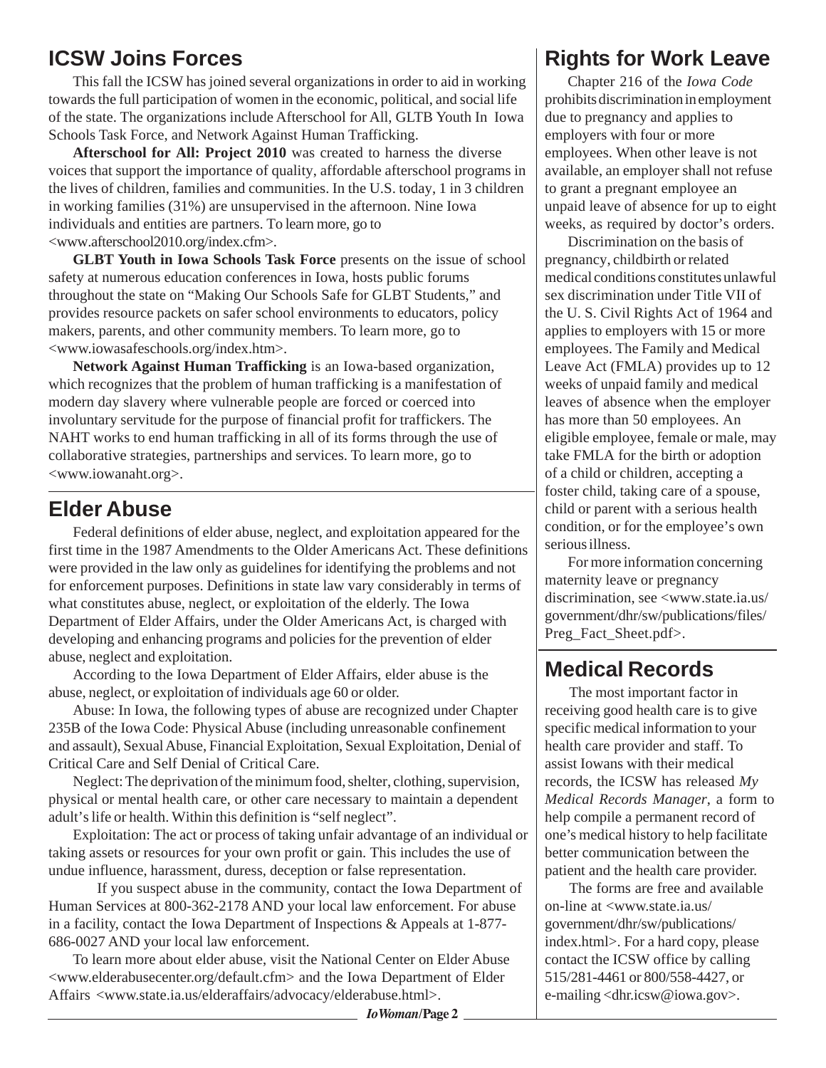## ICSW Joins Forces

This fall the ICSW has joined several organizations in order to aid in working towards the full participation of women in the economic, political, and social life of the state. The organizations include Afterschool for All, GLTB Youth In Iowa Schools Task Force, and Network Against Human Trafficking.

**Afterschool for All: Project 2010** was created to harness the diverse voices that support the importance of quality, affordable afterschool programs in the lives of children, families and communities. In the U.S. today, 1 in 3 children in working families (31%) are unsupervised in the afternoon. Nine Iowa individuals and entities are partners. To learn more, go to <www.afterschool2010.org/index.cfm>.

**GLBT Youth in Iowa Schools Task Force** presents on the issue of school safety at numerous education conferences in Iowa, hosts public forums throughout the state on "Making Our Schools Safe for GLBT Students," and provides resource packets on safer school environments to educators, policy makers, parents, and other community members. To learn more, go to <www.iowasafeschools.org/index.htm>.

**Network Against Human Trafficking** is an Iowa-based organization, which recognizes that the problem of human trafficking is a manifestation of modern day slavery where vulnerable people are forced or coerced into involuntary servitude for the purpose of financial profit for traffickers. The NAHT works to end human trafficking in all of its forms through the use of collaborative strategies, partnerships and services. To learn more, go to <www.iowanaht.org>.

## Elder Abuse

Federal definitions of elder abuse, neglect, and exploitation appeared for the first time in the 1987 Amendments to the Older Americans Act. These definitions were provided in the law only as guidelines for identifying the problems and not for enforcement purposes. Definitions in state law vary considerably in terms of what constitutes abuse, neglect, or exploitation of the elderly. The Iowa Department of Elder Affairs, under the Older Americans Act, is charged with developing and enhancing programs and policies for the prevention of elder abuse, neglect and exploitation.

According to the Iowa Department of Elder Affairs, elder abuse is the abuse, neglect, or exploitation of individuals age 60 or older.

Abuse: In Iowa, the following types of abuse are recognized under Chapter 235B of the Iowa Code: Physical Abuse (including unreasonable confinement and assault), Sexual Abuse, Financial Exploitation, Sexual Exploitation, Denial of Critical Care and Self Denial of Critical Care.

Neglect: The deprivation of the minimum food, shelter, clothing, supervision, physical or mental health care, or other care necessary to maintain a dependent adult's life or health. Within this definition is "self neglect".

Exploitation: The act or process of taking unfair advantage of an individual or taking assets or resources for your own profit or gain. This includes the use of undue influence, harassment, duress, deception or false representation.

If you suspect abuse in the community, contact the Iowa Department of Human Services at 800-362-2178 AND your local law enforcement. For abuse in a facility, contact the Iowa Department of Inspections & Appeals at 1-877-686-0027 AND your local law enforcement.

To learn more about elder abuse, visit the National Center on Elder Abuse <www.elderabusecenter.org/default.cfm> and the Iowa Department of Elder Affairs <www.state.ia.us/elderaffairs/advocacy/elderabuse.html>.

## Rights for Work Leave

Chapter 216 of the *Iowa Code* prohibits discrimination in employment due to pregnancy and applies to employers with four or more employees. When other leave is not available, an employer shall not refuse to grant a pregnant employee an unpaid leave of absence for up to eight weeks, as required by doctor's orders.

Discrimination on the basis of pregnancy, childbirth or related medical conditions constitutes unlawful sex discrimination under Title VII of the U. S. Civil Rights Act of 1964 and applies to employers with 15 or more employees. The Family and Medical Leave Act (FMLA) provides up to 12 weeks of unpaid family and medical leaves of absence when the employer has more than 50 employees. An eligible employee, female or male, may take FMLA for the birth or adoption of a child or children, accepting a foster child, taking care of a spouse, child or parent with a serious health condition, or for the employee's own serious illness.

For more information concerning maternity leave or pregnancy discrimination, see <www.state.ia.us/government/dhr/sw/publications/files/Preg_Fact_Sheet.pdf>.

## Medical Records

The most important factor in receiving good health care is to give specific medical information to your health care provider and staff. To assist Iowans with their medical records, the ICSW has released *My Medical Records Manager*, a form to help compile a permanent record of one's medical history to help facilitate better communication between the patient and the health care provider.

The forms are free and available on-line at <www.state.ia.us/government/dhr/sw/publications/index.html>. For a hard copy, please contact the ICSW office by calling 515/281-4461 or 800/558-4427, or e-mailing <dhr.icsw@iowa.gov>.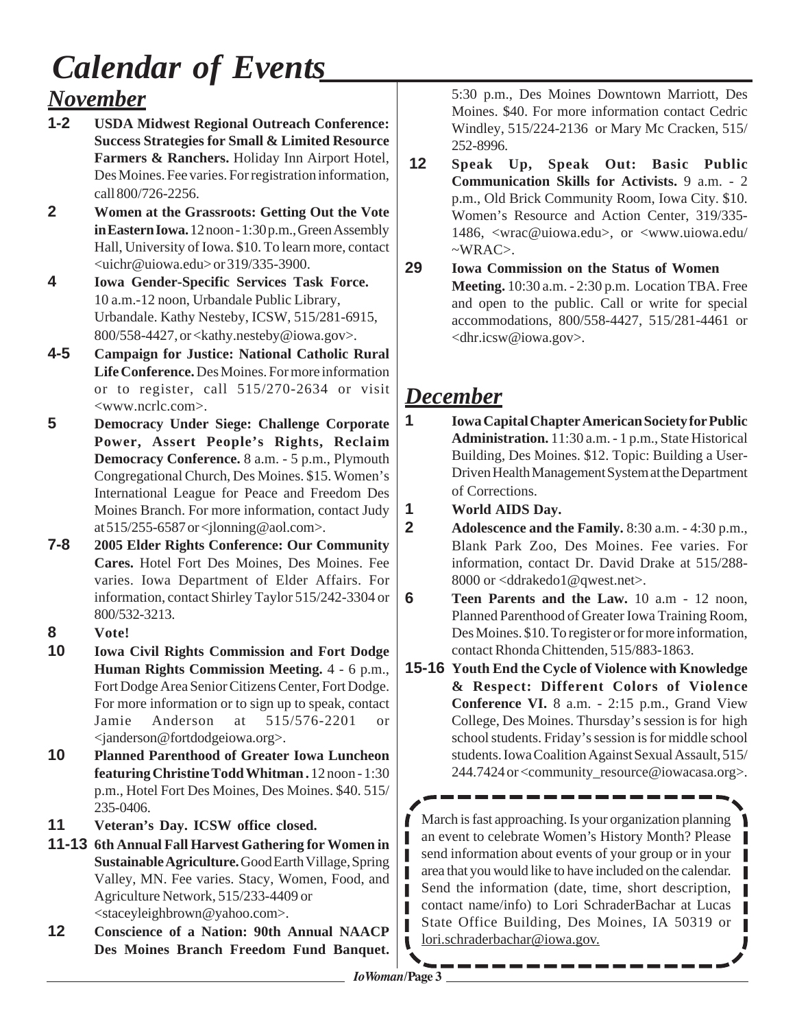# *Calendar of Events*

## *November*

**1-2** **USDA Midwest Regional Outreach Conference: Success Strategies for Small & Limited Resource Farmers & Ranchers.** Holiday Inn Airport Hotel, Des Moines. Fee varies. For registration information, call 800/726-2256.

**2** **Women at the Grassroots: Getting Out the Vote in Eastern Iowa.** 12 noon - 1:30 p.m., Green Assembly Hall, University of Iowa. $10. To learn more, contact <uichr@uiowa.edu> or 319/335-3900.

**4** **Iowa Gender-Specific Services Task Force.** 10 a.m.-12 noon, Urbandale Public Library, Urbandale. Kathy Nesteby, ICSW, 515/281-6915, 800/558-4427, or <kathy.nesteby@iowa.gov>.

**4-5** **Campaign for Justice: National Catholic Rural Life Conference.** Des Moines. For more information or to register, call 515/270-2634 or visit <www.ncrlc.com>.

**5** **Democracy Under Siege: Challenge Corporate Power, Assert People's Rights, Reclaim Democracy Conference.** 8 a.m. - 5 p.m., Plymouth Congregational Church, Des Moines. $15. Women's International League for Peace and Freedom Des Moines Branch. For more information, contact Judy at 515/255-6587 or <jlonning@aol.com>.

**7-8** **2005 Elder Rights Conference: Our Community Cares.** Hotel Fort Des Moines, Des Moines. Fee varies. Iowa Department of Elder Affairs. For information, contact Shirley Taylor 515/242-3304 or 800/532-3213.

**8** **Vote!**

**10** **Iowa Civil Rights Commission and Fort Dodge Human Rights Commission Meeting.** 4 - 6 p.m., Fort Dodge Area Senior Citizens Center, Fort Dodge. For more information or to sign up to speak, contact Jamie Anderson at 515/576-2201 or <janderson@fortdodgeiowa.org>.

**10** **Planned Parenthood of Greater Iowa Luncheon featuring Christine Todd Whitman .** 12 noon - 1:30 p.m., Hotel Fort Des Moines, Des Moines. $40. 515/235-0406.

**11** **Veteran's Day. ICSW office closed.**

**11-13** **6th Annual Fall Harvest Gathering for Women in Sustainable Agriculture.** Good Earth Village, Spring Valley, MN. Fee varies. Stacy, Women, Food, and Agriculture Network, 515/233-4409 or <staceyleighbrown@yahoo.com>.

**12** **Conscience of a Nation: 90th Annual NAACP Des Moines Branch Freedom Fund Banquet.** 5:30 p.m., Des Moines Downtown Marriott, Des Moines. $40. For more information contact Cedric Windley, 515/224-2136 or Mary Mc Cracken, 515/252-8996.

**12** **Speak Up, Speak Out: Basic Public Communication Skills for Activists.** 9 a.m. - 2 p.m., Old Brick Community Room, Iowa City. $10. Women's Resource and Action Center, 319/335-1486, <wrac@uiowa.edu>, or <www.uiowa.edu/~WRAC>.

**29** **Iowa Commission on the Status of Women Meeting.** 10:30 a.m. - 2:30 p.m. Location TBA. Free and open to the public. Call or write for special accommodations, 800/558-4427, 515/281-4461 or <dhr.icsw@iowa.gov>.

## *December*

**1** **Iowa Capital Chapter American Society for Public Administration.** 11:30 a.m. - 1 p.m., State Historical Building, Des Moines. $12. Topic: Building a User-Driven Health Management System at the Department of Corrections.

**1** **World AIDS Day.**

**2** **Adolescence and the Family.** 8:30 a.m. - 4:30 p.m., Blank Park Zoo, Des Moines. Fee varies. For information, contact Dr. David Drake at 515/288-8000 or <ddrakedo1@qwest.net>.

**6** **Teen Parents and the Law.** 10 a.m - 12 noon, Planned Parenthood of Greater Iowa Training Room, Des Moines. $10. To register or for more information, contact Rhonda Chittenden, 515/883-1863.

**15-16** **Youth End the Cycle of Violence with Knowledge & Respect: Different Colors of Violence Conference VI.** 8 a.m. - 2:15 p.m., Grand View College, Des Moines. Thursday's session is for high school students. Friday's session is for middle school students. Iowa Coalition Against Sexual Assault, 515/244.7424 or <community_resource@iowacasa.org>.

March is fast approaching. Is your organization planning an event to celebrate Women's History Month? Please send information about events of your group or in your area that you would like to have included on the calendar. Send the information (date, time, short description, contact name/info) to Lori SchraderBachar at Lucas State Office Building, Des Moines, IA 50319 or lori.schraderbachar@iowa.gov.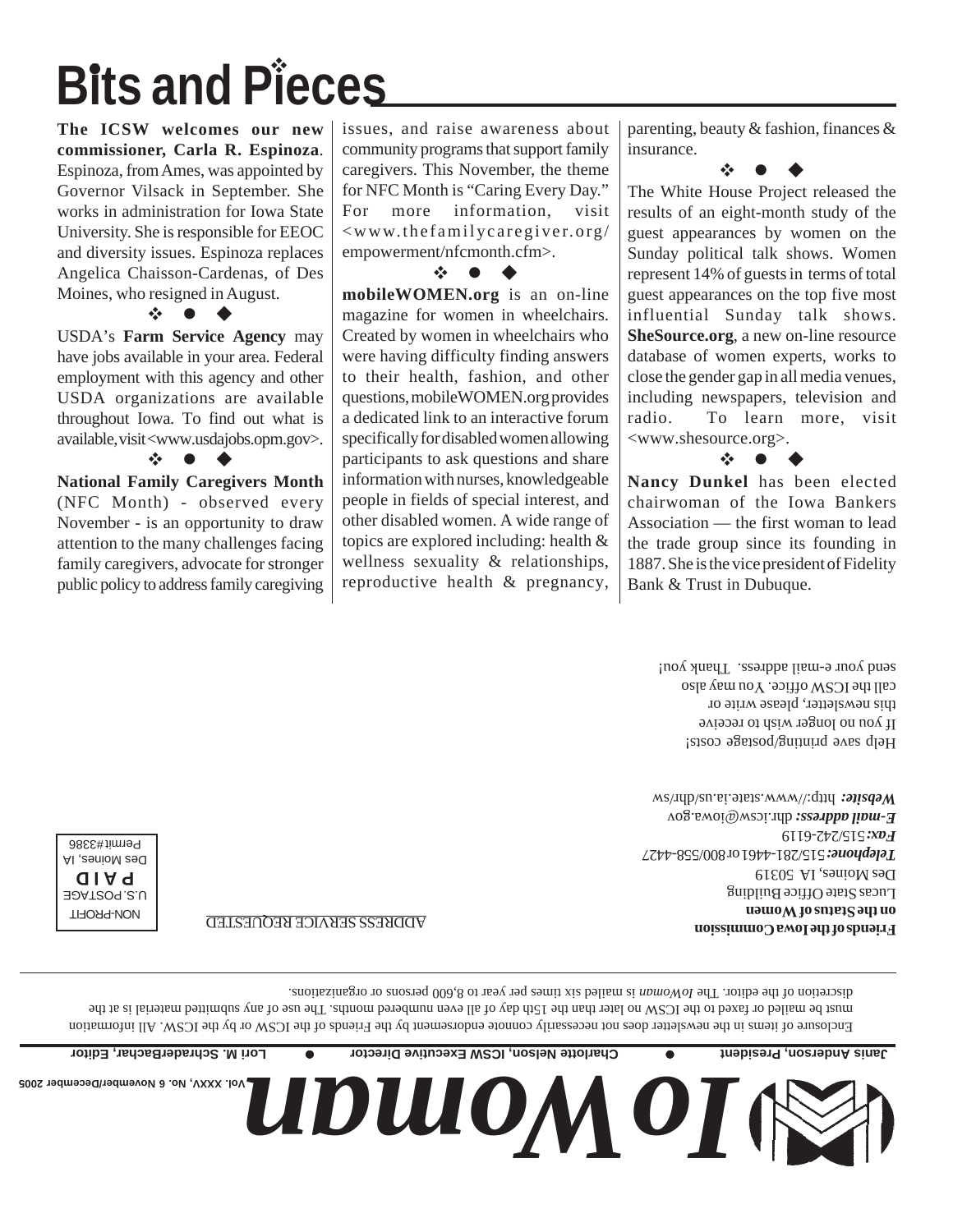# Bits and Pieces

**The ICSW welcomes our new commissioner, Carla R. Espinoza**. Espinoza, from Ames, was appointed by Governor Vilsack in September. She works in administration for Iowa State University. She is responsible for EEOC and diversity issues. Espinoza replaces Angelica Chaisson-Cardenas, of Des Moines, who resigned in August.

❖ ● ◆

USDA's **Farm Service Agency** may have jobs available in your area. Federal employment with this agency and other USDA organizations are available throughout Iowa. To find out what is available, visit <www.usdajobs.opm.gov>.

❖ ● ◆

**National Family Caregivers Month** (NFC Month) - observed every November - is an opportunity to draw attention to the many challenges facing family caregivers, advocate for stronger public policy to address family caregiving issues, and raise awareness about community programs that support family caregivers. This November, the theme for NFC Month is "Caring Every Day." For more information, visit <www.thefamilycaregiver.org/empowerment/nfcmonth.cfm>.

❖ ● ◆

**mobileWOMEN.org** is an on-line magazine for women in wheelchairs. Created by women in wheelchairs who were having difficulty finding answers to their health, fashion, and other questions, mobileWOMEN.org provides a dedicated link to an interactive forum specifically for disabled women allowing participants to ask questions and share information with nurses, knowledgeable people in fields of special interest, and other disabled women. A wide range of topics are explored including: health & wellness sexuality & relationships, reproductive health & pregnancy, parenting, beauty & fashion, finances & insurance.

❖ ● ◆

The White House Project released the results of an eight-month study of the guest appearances by women on the Sunday political talk shows. Women represent 14% of guests in terms of total guest appearances on the top five most influential Sunday talk shows. **SheSource.org**, a new on-line resource database of women experts, works to close the gender gap in all media venues, including newspapers, television and radio. To learn more, visit <www.shesource.org>.

❖ ● ◆

**Nancy Dunkel** has been elected chairwoman of the Iowa Bankers Association — the first woman to lead the trade group since its founding in 1887. She is the vice president of Fidelity Bank & Trust in Dubuque.

Help save printing/postage costs!
If you no longer wish to receive this newsletter, please write or call the ICSW office. You may also send your e-mail address. Thank you!

**Friends of the Iowa Commission on the Status of Women**
Lucas State Office Building
Des Moines, IA 50319
***Telephone:*** 515/281-4461 or 800/558-4427
***Fax:*** 515/242-6119
***E-mail address:*** dhr.icsw@iowa.gov
***Website:*** http://www.state.ia.us/dhr/sw

ADDRESS SERVICE REQUESTED

NON-PROFIT
U.S. POSTAGE
**PAID**
Des Moines, IA
Permit #3386

Enclosure of items in the newsletter does not necessarily connote endorsement by the Friends of the ICSW or by the ICSW. All information must be mailed or faxed to the ICSW no later than the 15th day of all even numbered months. The use of any submitted material is at the discretion of the editor. The *IoWoman* is mailed six times per year to 8,600 persons or organizations.

**Janis Anderson, President ● Charlotte Nelson, ICSW Executive Director ● Lori M. SchraderBachar, Editor**

# IoWoman

**Vol. XXXV, No. 6 November/December 2005**